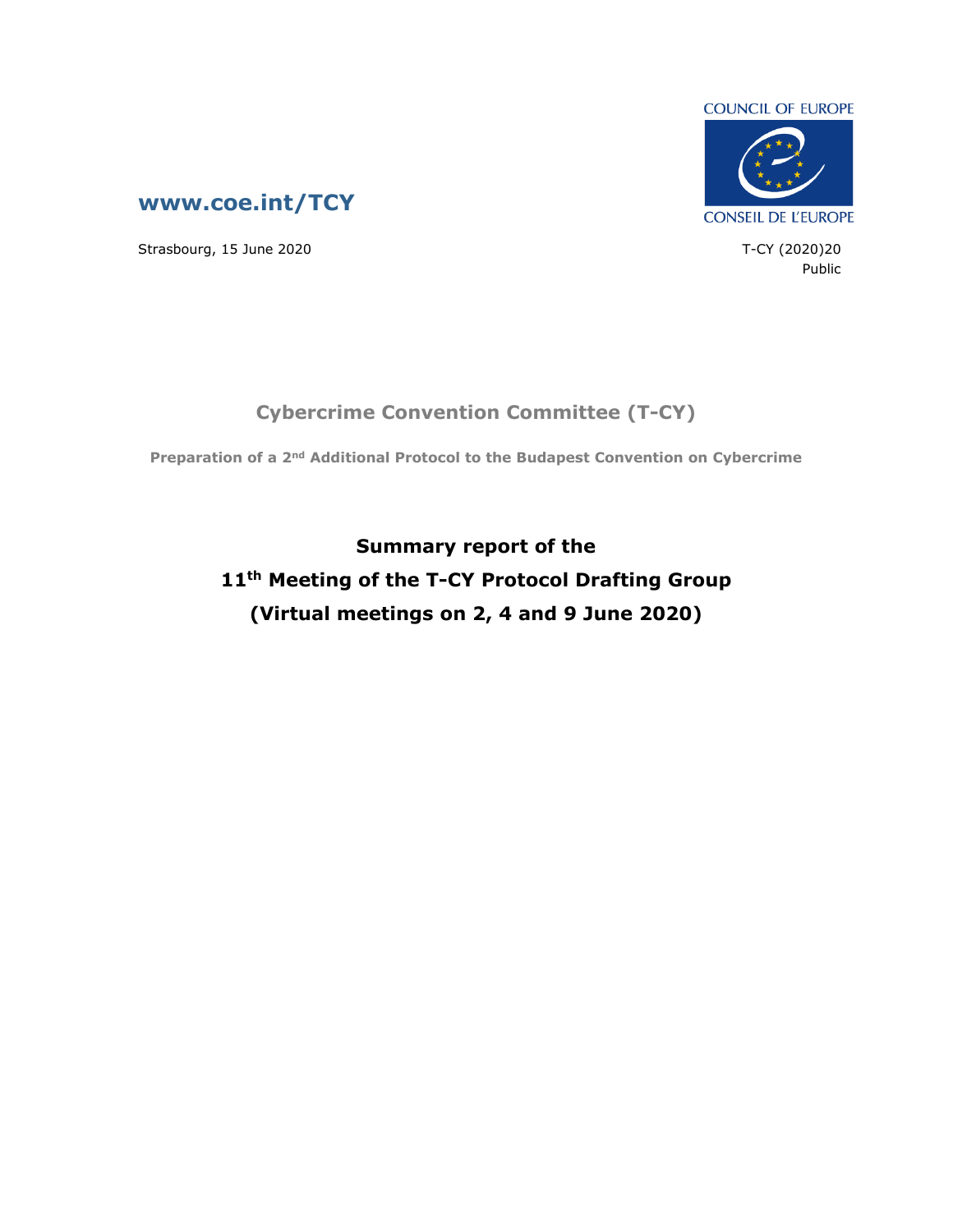COUNCIL OF EUROPE

CONSEIL DE L'EUROPE

**www.coe.int/TCY**

Strasbourg, 15 June 2020

T-CY (2020)20

Public

## Cybercrime Convention Committee (T-CY)

**Preparation of a 2nd Additional Protocol to the Budapest Convention on Cybercrime**

# Summary report of the 11th Meeting of the T-CY Protocol Drafting Group (Virtual meetings on 2, 4 and 9 June 2020)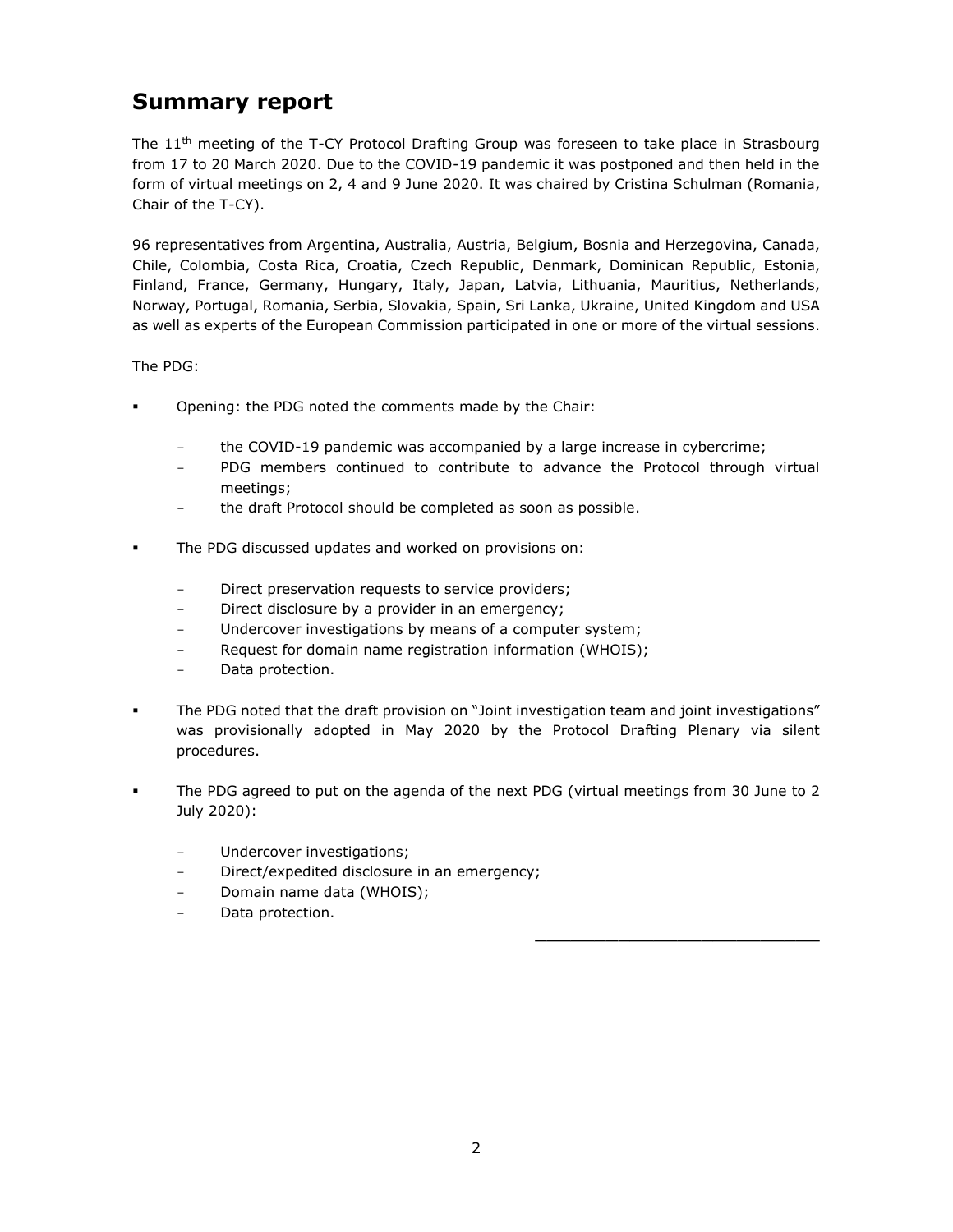## Summary report

The 11th meeting of the T-CY Protocol Drafting Group was foreseen to take place in Strasbourg from 17 to 20 March 2020. Due to the COVID-19 pandemic it was postponed and then held in the form of virtual meetings on 2, 4 and 9 June 2020. It was chaired by Cristina Schulman (Romania, Chair of the T-CY).

96 representatives from Argentina, Australia, Austria, Belgium, Bosnia and Herzegovina, Canada, Chile, Colombia, Costa Rica, Croatia, Czech Republic, Denmark, Dominican Republic, Estonia, Finland, France, Germany, Hungary, Italy, Japan, Latvia, Lithuania, Mauritius, Netherlands, Norway, Portugal, Romania, Serbia, Slovakia, Spain, Sri Lanka, Ukraine, United Kingdom and USA as well as experts of the European Commission participated in one or more of the virtual sessions.

The PDG:

- Opening: the PDG noted the comments made by the Chair:
  - the COVID-19 pandemic was accompanied by a large increase in cybercrime;
  - PDG members continued to contribute to advance the Protocol through virtual meetings;
  - the draft Protocol should be completed as soon as possible.
- The PDG discussed updates and worked on provisions on:
  - Direct preservation requests to service providers;
  - Direct disclosure by a provider in an emergency;
  - Undercover investigations by means of a computer system;
  - Request for domain name registration information (WHOIS);
  - Data protection.
- The PDG noted that the draft provision on "Joint investigation team and joint investigations" was provisionally adopted in May 2020 by the Protocol Drafting Plenary via silent procedures.
- The PDG agreed to put on the agenda of the next PDG (virtual meetings from 30 June to 2 July 2020):
  - Undercover investigations;
  - Direct/expedited disclosure in an emergency;
  - Domain name data (WHOIS);
  - Data protection.